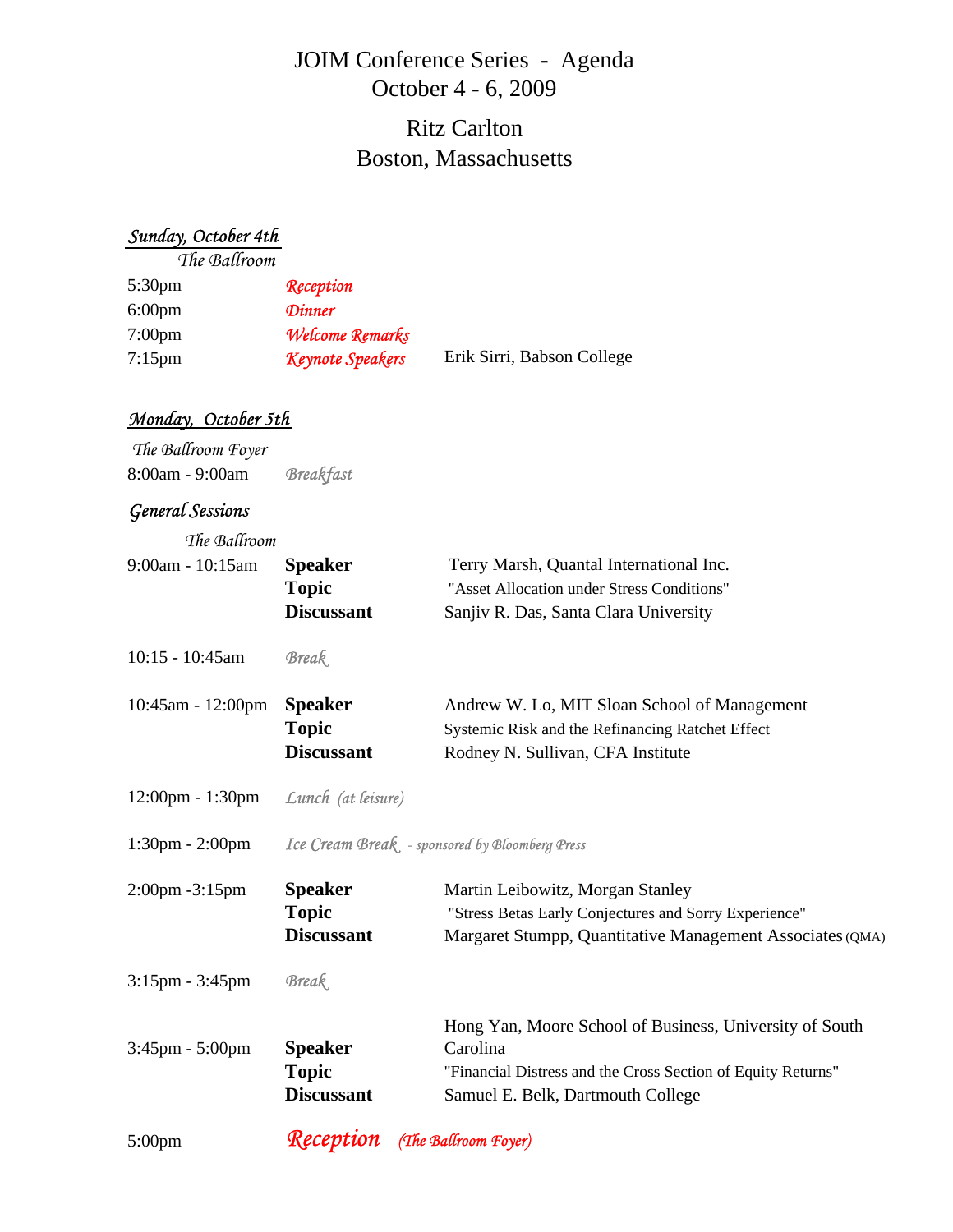# JOIM Conference Series - Agenda

## October 4 - 6, 2009

## Ritz Carlton
## Boston, Massachusetts

### *Sunday, October 4th*

*The Ballroom*

| | | |
|---|---|---|
| 5:30pm | *Reception* | |
| 6:00pm | *Dinner* | |
| 7:00pm | *Welcome Remarks* | |
| 7:15pm | *Keynote Speakers* | Erik Sirri, Babson College |

### *Monday, October 5th*

*The Ballroom Foyer*

| | | |
|---|---|---|
| 8:00am - 9:00am | *Breakfast* | |

### *General Sessions*

*The Ballroom*

| | | |
|---|---|---|
| 9:00am - 10:15am | **Speaker** | Terry Marsh, Quantal International Inc. |
| | **Topic** | "Asset Allocation under Stress Conditions" |
| | **Discussant** | Sanjiv R. Das, Santa Clara University |
| 10:15 - 10:45am | *Break* | |
| 10:45am - 12:00pm | **Speaker** | Andrew W. Lo, MIT Sloan School of Management |
| | **Topic** | Systemic Risk and the Refinancing Ratchet Effect |
| | **Discussant** | Rodney N. Sullivan, CFA Institute |
| 12:00pm - 1:30pm | *Lunch (at leisure)* | |
| 1:30pm - 2:00pm | *Ice Cream Break - sponsored by Bloomberg Press* | |
| 2:00pm -3:15pm | **Speaker** | Martin Leibowitz, Morgan Stanley |
| | **Topic** | "Stress Betas Early Conjectures and Sorry Experience" |
| | **Discussant** | Margaret Stumpp, Quantitative Management Associates (QMA) |
| 3:15pm - 3:45pm | *Break* | |
| 3:45pm - 5:00pm | **Speaker** | Hong Yan, Moore School of Business, University of South Carolina |
| | **Topic** | "Financial Distress and the Cross Section of Equity Returns" |
| | **Discussant** | Samuel E. Belk, Dartmouth College |
| 5:00pm | *Reception* *(The Ballroom Foyer)* | |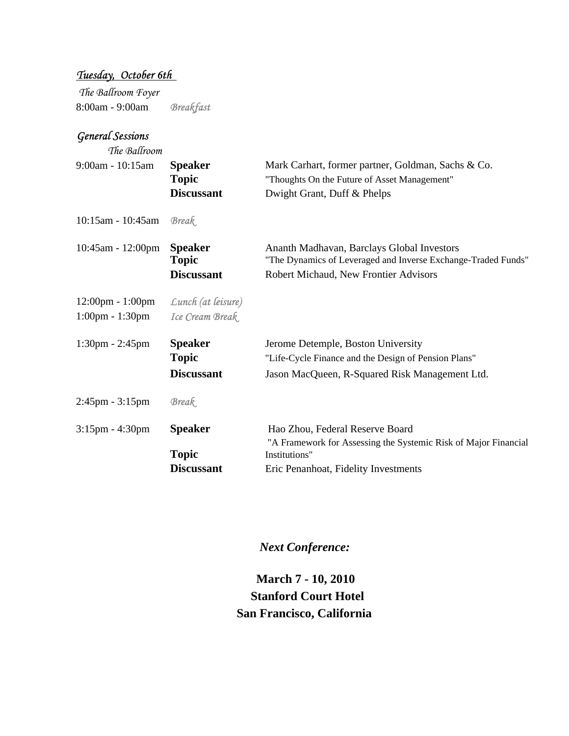*Tuesday, October 6th*

*The Ballroom Foyer*

8:00am - 9:00am *Breakfast*

*General Sessions*

*The Ballroom*

| | | |
|---|---|---|
| 9:00am - 10:15am | **Speaker** | Mark Carhart, former partner, Goldman, Sachs & Co. |
| | **Topic** | "Thoughts On the Future of Asset Management" |
| | **Discussant** | Dwight Grant, Duff & Phelps |
| 10:15am - 10:45am | *Break* | |
| 10:45am - 12:00pm | **Speaker** | Ananth Madhavan, Barclays Global Investors |
| | **Topic** | "The Dynamics of Leveraged and Inverse Exchange-Traded Funds" |
| | **Discussant** | Robert Michaud, New Frontier Advisors |
| 12:00pm - 1:00pm | *Lunch (at leisure)* | |
| 1:00pm - 1:30pm | *Ice Cream Break* | |
| 1:30pm - 2:45pm | **Speaker** | Jerome Detemple, Boston University |
| | **Topic** | "Life-Cycle Finance and the Design of Pension Plans" |
| | **Discussant** | Jason MacQueen, R-Squared Risk Management Ltd. |
| 2:45pm - 3:15pm | *Break* | |
| 3:15pm - 4:30pm | **Speaker** | Hao Zhou, Federal Reserve Board |
| | **Topic** | "A Framework for Assessing the Systemic Risk of Major Financial Institutions" |
| | **Discussant** | Eric Penanhoat, Fidelity Investments |

***Next Conference:***

**March 7 - 10, 2010**
**Stanford Court Hotel**
**San Francisco, California**